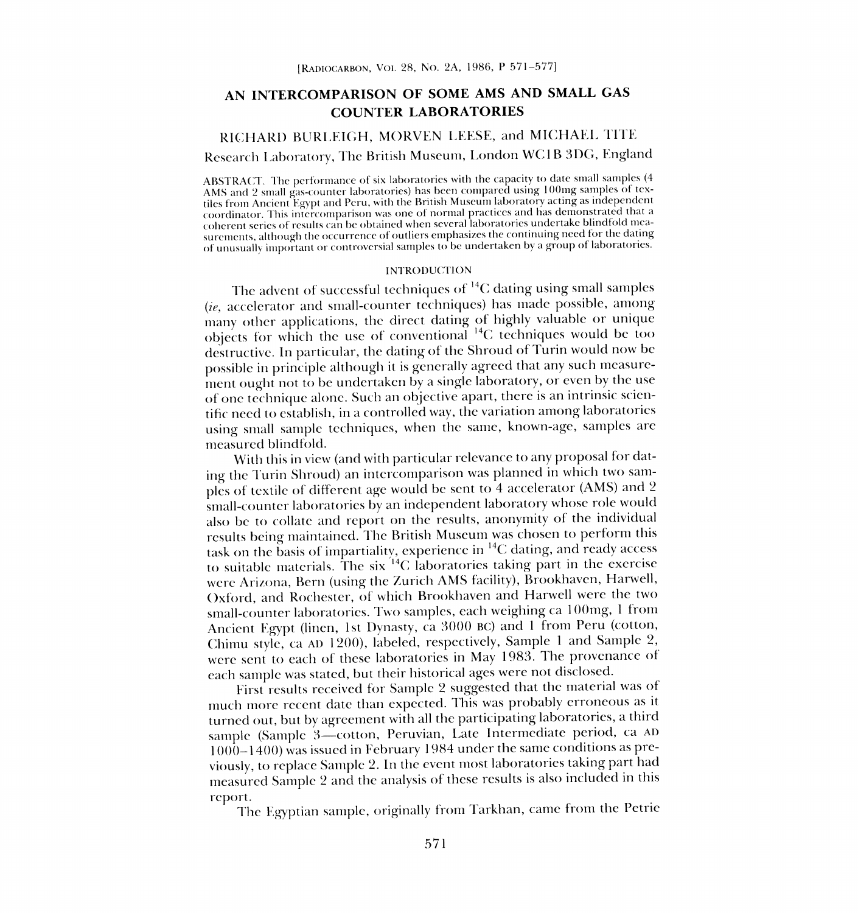# AN INTERCOMPARISON OF SOME AMS AND SMALL GAS COUNTER LABORATORIES

RICHARD BURLEIGH, MORVEN LEESE, and MICHAEL TITE

Research Laboratory, The British Museum, London WC1B 3DG, England

ABSTRACT. The performance of six laboratories with the capacity to date small samples (4 AMS and 2 small gas-counter laboratories) has been compared using 100mg samples of textiles from Ancient Egypt and Peru, with the British Museum laboratory acting as independent coordinator. This intercomparison was one of normal practices and has demonstrated that a coherent series of results can be obtained when several laboratories undertake blindfold measurements, although the occurrence of outliers emphasizes the continuing need for the dating of unusually important or controversial samples to be undertaken by a group of laboratories.

## INTRODUCTION

The advent of successful techniques of $^{14}C$ dating using small samples (*ie*, accelerator and small-counter techniques) has made possible, among many other applications, the direct dating of highly valuable or unique objects for which the use of conventional $^{14}C$ techniques would be too destructive. In particular, the dating of the Shroud of Turin would now be possible in principle although it is generally agreed that any such measurement ought not to be undertaken by a single laboratory, or even by the use of one technique alone. Such an objective apart, there is an intrinsic scientific need to establish, in a controlled way, the variation among laboratories using small sample techniques, when the same, known-age, samples are measured blindfold.

With this in view (and with particular relevance to any proposal for dating the Turin Shroud) an intercomparison was planned in which two samples of textile of different age would be sent to 4 accelerator (AMS) and 2 small-counter laboratories by an independent laboratory whose role would also be to collate and report on the results, anonymity of the individual results being maintained. The British Museum was chosen to perform this task on the basis of impartiality, experience in $^{14}C$ dating, and ready access to suitable materials. The six $^{14}C$ laboratories taking part in the exercise were Arizona, Bern (using the Zurich AMS facility), Brookhaven, Harwell, Oxford, and Rochester, of which Brookhaven and Harwell were the two small-counter laboratories. Two samples, each weighing ca 100mg, 1 from Ancient Egypt (linen, 1st Dynasty, ca 3000 BC) and 1 from Peru (cotton, Chimu style, ca AD 1200), labeled, respectively, Sample 1 and Sample 2, were sent to each of these laboratories in May 1983. The provenance of each sample was stated, but their historical ages were not disclosed.

First results received for Sample 2 suggested that the material was of much more recent date than expected. This was probably erroneous as it turned out, but by agreement with all the participating laboratories, a third sample (Sample 3—cotton, Peruvian, Late Intermediate period, ca AD 1000–1400) was issued in February 1984 under the same conditions as previously, to replace Sample 2. In the event most laboratories taking part had measured Sample 2 and the analysis of these results is also included in this report.

The Egyptian sample, originally from Tarkhan, came from the Petrie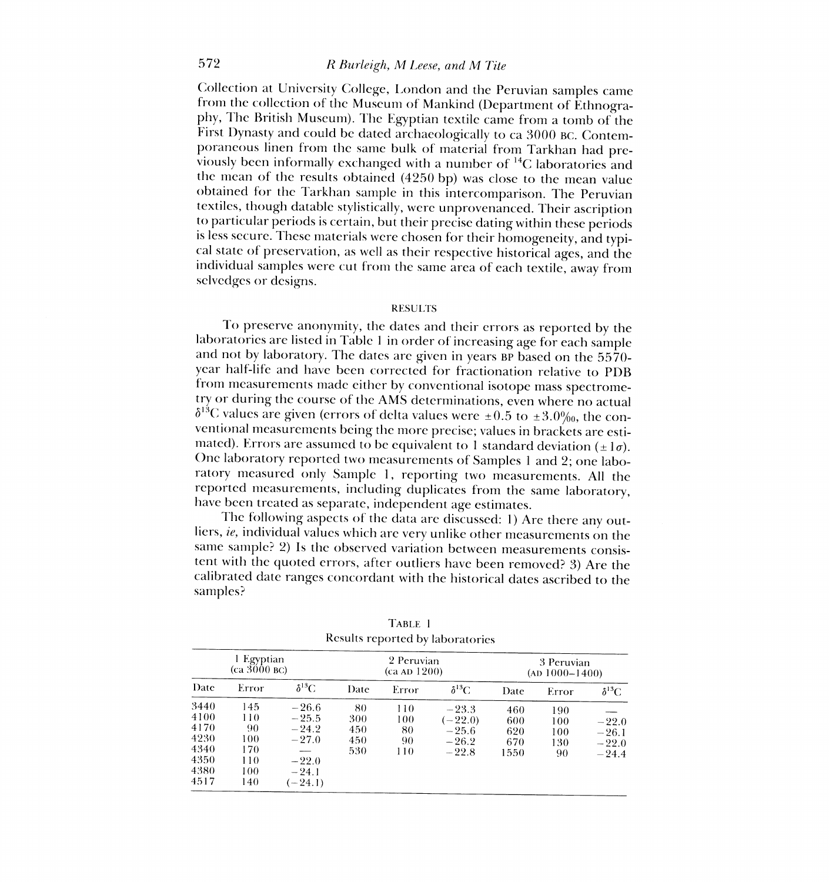Collection at University College, London and the Peruvian samples came from the collection of the Museum of Mankind (Department of Ethnography, The British Museum). The Egyptian textile came from a tomb of the First Dynasty and could be dated archaeologically to ca 3000 BC. Contemporaneous linen from the same bulk of material from Tarkhan had previously been informally exchanged with a number of $^{14}C$ laboratories and the mean of the results obtained (4250 bp) was close to the mean value obtained for the Tarkhan sample in this intercomparison. The Peruvian textiles, though datable stylistically, were unprovenanced. Their ascription to particular periods is certain, but their precise dating within these periods is less secure. These materials were chosen for their homogeneity, and typical state of preservation, as well as their respective historical ages, and the individual samples were cut from the same area of each textile, away from selvedges or designs.

## RESULTS

To preserve anonymity, the dates and their errors as reported by the laboratories are listed in Table 1 in order of increasing age for each sample and not by laboratory. The dates are given in years BP based on the 5570-year half-life and have been corrected for fractionation relative to PDB from measurements made either by conventional isotope mass spectrometry or during the course of the AMS determinations, even where no actual $\delta^{13}C$ values are given (errors of delta values were $\pm 0.5$ to $\pm 3.0$‰, the conventional measurements being the more precise; values in brackets are estimated). Errors are assumed to be equivalent to 1 standard deviation ($\pm 1\sigma$). One laboratory reported two measurements of Samples 1 and 2; one laboratory measured only Sample 1, reporting two measurements. All the reported measurements, including duplicates from the same laboratory, have been treated as separate, independent age estimates.

The following aspects of the data are discussed: 1) Are there any outliers, *ie*, individual values which are very unlike other measurements on the same sample? 2) Is the observed variation between measurements consistent with the quoted errors, after outliers have been removed? 3) Are the calibrated date ranges concordant with the historical dates ascribed to the samples?

TABLE 1
Results reported by laboratories

| 1 Egyptian (ca 3000 BC) | | | 2 Peruvian (ca AD 1200) | | | 3 Peruvian (AD 1000–1400) | | |
|---|---|---|---|---|---|---|---|---|
| Date | Error | $\delta^{13}C$ | Date | Error | $\delta^{13}C$ | Date | Error | $\delta^{13}C$ |
| 3440 | 145 | −26.6 | 80 | 110 | −23.3 | 460 | 190 | — |
| 4100 | 110 | −25.5 | 300 | 100 | (−22.0) | 600 | 100 | −22.0 |
| 4170 | 90 | −24.2 | 450 | 80 | −25.6 | 620 | 100 | −26.1 |
| 4230 | 100 | −27.0 | 450 | 90 | −26.2 | 670 | 130 | −22.0 |
| 4340 | 170 | — | 530 | 110 | −22.8 | 1550 | 90 | −24.4 |
| 4350 | 110 | −22.0 | | | | | | |
| 4380 | 100 | −24.1 | | | | | | |
| 4517 | 140 | (−24.1) | | | | | | |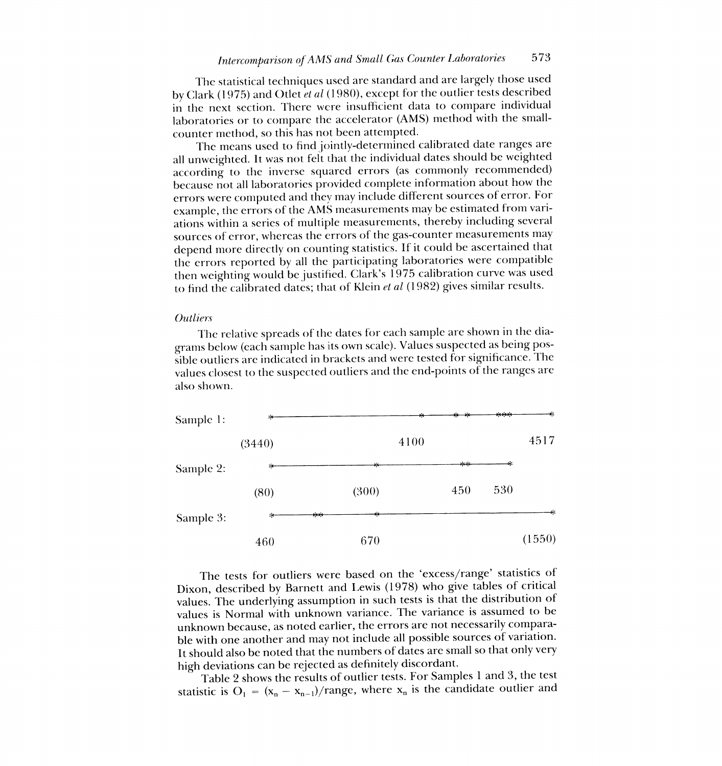The statistical techniques used are standard and are largely those used by Clark (1975) and Otlet *et al* (1980), except for the outlier tests described in the next section. There were insufficient data to compare individual laboratories or to compare the accelerator (AMS) method with the small-counter method, so this has not been attempted.

The means used to find jointly-determined calibrated date ranges are all unweighted. It was not felt that the individual dates should be weighted according to the inverse squared errors (as commonly recommended) because not all laboratories provided complete information about how the errors were computed and they may include different sources of error. For example, the errors of the AMS measurements may be estimated from variations within a series of multiple measurements, thereby including several sources of error, whereas the errors of the gas-counter measurements may depend more directly on counting statistics. If it could be ascertained that the errors reported by all the participating laboratories were compatible then weighting would be justified. Clark's 1975 calibration curve was used to find the calibrated dates; that of Klein *et al* (1982) gives similar results.

*Outliers*

The relative spreads of the dates for each sample are shown in the diagrams below (each sample has its own scale). Values suspected as being possible outliers are indicated in brackets and were tested for significance. The values closest to the suspected outliers and the end-points of the ranges are also shown.

```
Sample 1:   *--------------------------*-----*-*-----***--------*
          (3440)                     4100                     4517

Sample 2:   *---------------*---------------**--------*
          (80)            (300)            450      530

Sample 3:   *------**-------*-------------------------------------*
           460            670                                  (1550)
```

The tests for outliers were based on the 'excess/range' statistics of Dixon, described by Barnett and Lewis (1978) who give tables of critical values. The underlying assumption in such tests is that the distribution of values is Normal with unknown variance. The variance is assumed to be unknown because, as noted earlier, the errors are not necessarily comparable with one another and may not include all possible sources of variation. It should also be noted that the numbers of dates are small so that only very high deviations can be rejected as definitely discordant.

Table 2 shows the results of outlier tests. For Samples 1 and 3, the test statistic is $O_1 = (x_n - x_{n-1})/\text{range}$, where $x_n$ is the candidate outlier and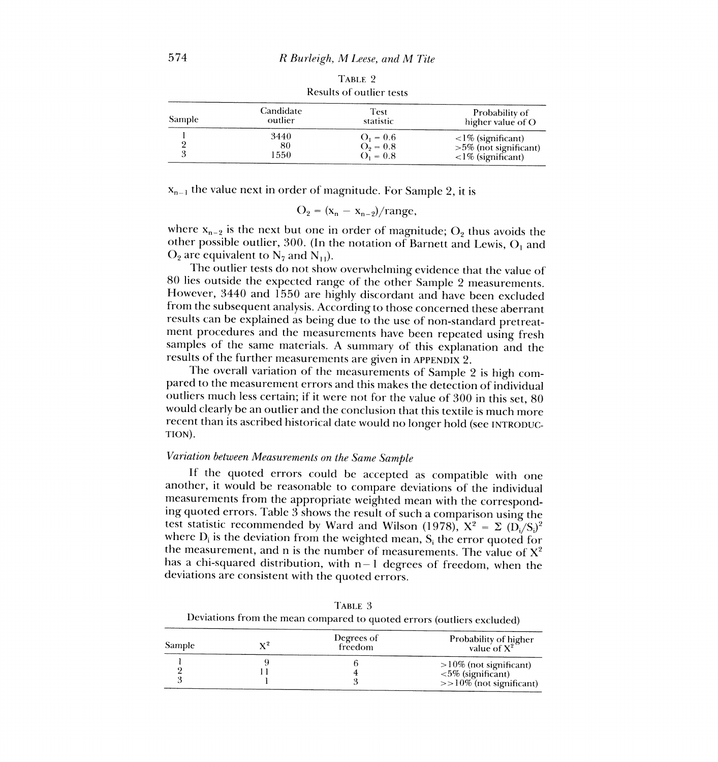TABLE 2

Results of outlier tests

| Sample | Candidate outlier | Test statistic | Probability of higher value of O |
|---|---|---|---|
| 1 | 3440 | $O_1 = 0.6$ | <1% (significant) |
| 2 | 80 | $O_2 = 0.8$ | >5% (not significant) |
| 3 | 1550 | $O_1 = 0.8$ | <1% (significant) |

$x_{n-1}$ the value next in order of magnitude. For Sample 2, it is

$$O_2 = (x_n - x_{n-2})/\text{range},$$

where $x_{n-2}$ is the next but one in order of magnitude; $O_2$ thus avoids the other possible outlier, 300. (In the notation of Barnett and Lewis, $O_1$ and $O_2$ are equivalent to $N_7$ and $N_{11}$).

The outlier tests do not show overwhelming evidence that the value of 80 lies outside the expected range of the other Sample 2 measurements. However, 3440 and 1550 are highly discordant and have been excluded from the subsequent analysis. According to those concerned these aberrant results can be explained as being due to the use of non-standard pretreatment procedures and the measurements have been repeated using fresh samples of the same materials. A summary of this explanation and the results of the further measurements are given in APPENDIX 2.

The overall variation of the measurements of Sample 2 is high compared to the measurement errors and this makes the detection of individual outliers much less certain; if it were not for the value of 300 in this set, 80 would clearly be an outlier and the conclusion that this textile is much more recent than its ascribed historical date would no longer hold (see INTRODUCTION).

### *Variation between Measurements on the Same Sample*

If the quoted errors could be accepted as compatible with one another, it would be reasonable to compare deviations of the individual measurements from the appropriate weighted mean with the corresponding quoted errors. Table 3 shows the result of such a comparison using the test statistic recommended by Ward and Wilson (1978), $X^2 = \Sigma (D_i/S_i)^2$ where $D_i$ is the deviation from the weighted mean, $S_i$ the error quoted for the measurement, and n is the number of measurements. The value of $X^2$ has a chi-squared distribution, with $n-1$ degrees of freedom, when the deviations are consistent with the quoted errors.

TABLE 3

Deviations from the mean compared to quoted errors (outliers excluded)

| Sample | $X^2$ | Degrees of freedom | Probability of higher value of $X^2$ |
|---|---|---|---|
| 1 | 9 | 6 | >10% (not significant) |
| 2 | 11 | 4 | <5% (significant) |
| 3 | 1 | 3 | >>10% (not significant) |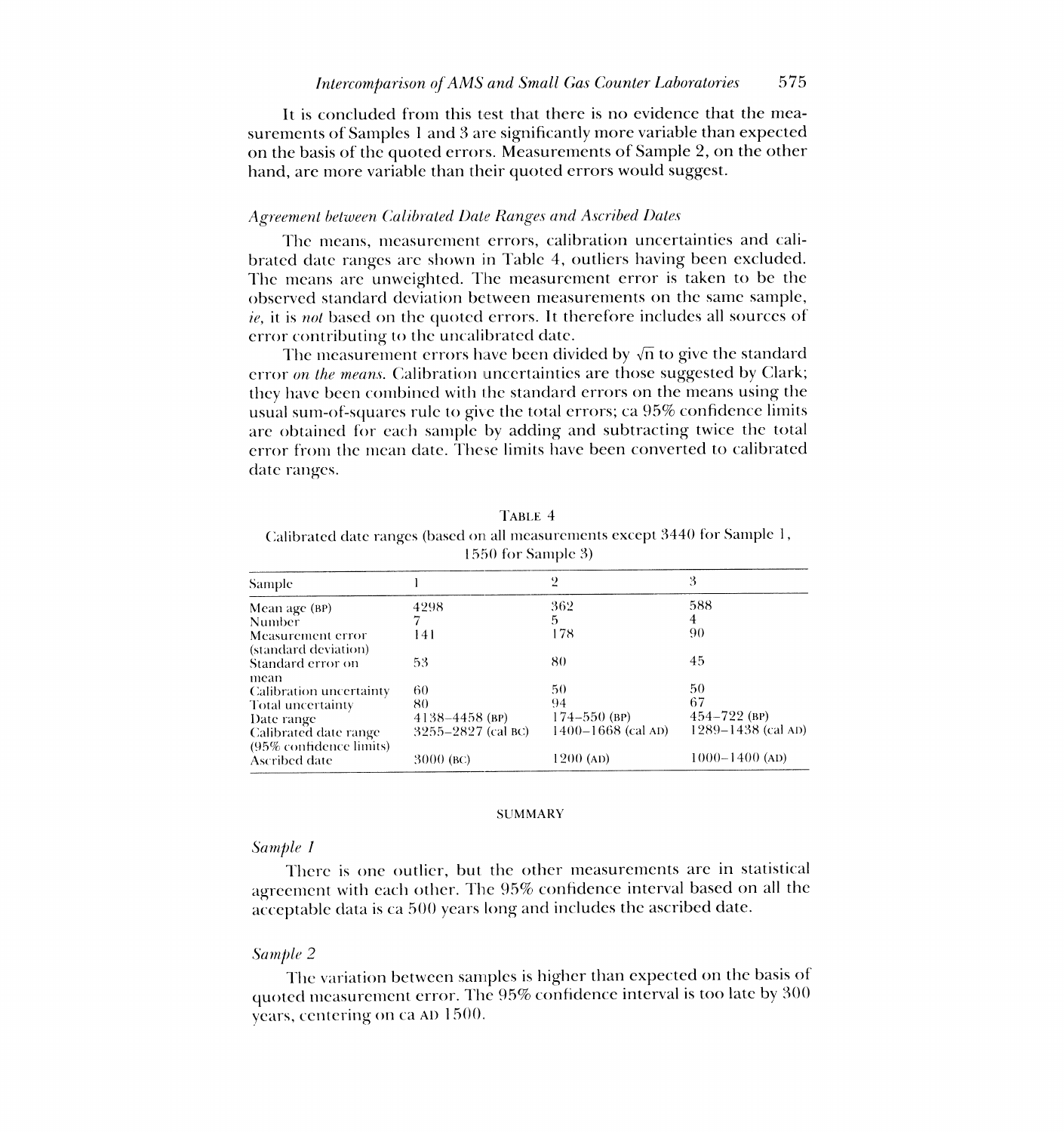It is concluded from this test that there is no evidence that the measurements of Samples 1 and 3 are significantly more variable than expected on the basis of the quoted errors. Measurements of Sample 2, on the other hand, are more variable than their quoted errors would suggest.

### *Agreement between Calibrated Date Ranges and Ascribed Dates*

The means, measurement errors, calibration uncertainties and calibrated date ranges are shown in Table 4, outliers having been excluded. The means are unweighted. The measurement error is taken to be the observed standard deviation between measurements on the same sample, *ie*, it is *not* based on the quoted errors. It therefore includes all sources of error contributing to the uncalibrated date.

The measurement errors have been divided by $\sqrt{n}$ to give the standard error *on the means*. Calibration uncertainties are those suggested by Clark; they have been combined with the standard errors on the means using the usual sum-of-squares rule to give the total errors; ca 95% confidence limits are obtained for each sample by adding and subtracting twice the total error from the mean date. These limits have been converted to calibrated date ranges.

TABLE 4
Calibrated date ranges (based on all measurements except 3440 for Sample 1, 1550 for Sample 3)

| Sample | 1 | 2 | 3 |
|---|---|---|---|
| Mean age (BP) | 4298 | 362 | 588 |
| Number | 7 | 5 | 4 |
| Measurement error (standard deviation) | 141 | 178 | 90 |
| Standard error on mean | 53 | 80 | 45 |
| Calibration uncertainty | 60 | 50 | 50 |
| Total uncertainty | 80 | 94 | 67 |
| Date range | 4138–4458 (BP) | 174–550 (BP) | 454–722 (BP) |
| Calibrated date range (95% confidence limits) | 3255–2827 (cal BC) | 1400–1668 (cal AD) | 1289–1438 (cal AD) |
| Ascribed date | 3000 (BC) | 1200 (AD) | 1000–1400 (AD) |

## SUMMARY

### *Sample 1*

There is one outlier, but the other measurements are in statistical agreement with each other. The 95% confidence interval based on all the acceptable data is ca 500 years long and includes the ascribed date.

### *Sample 2*

The variation between samples is higher than expected on the basis of quoted measurement error. The 95% confidence interval is too late by 300 years, centering on ca AD 1500.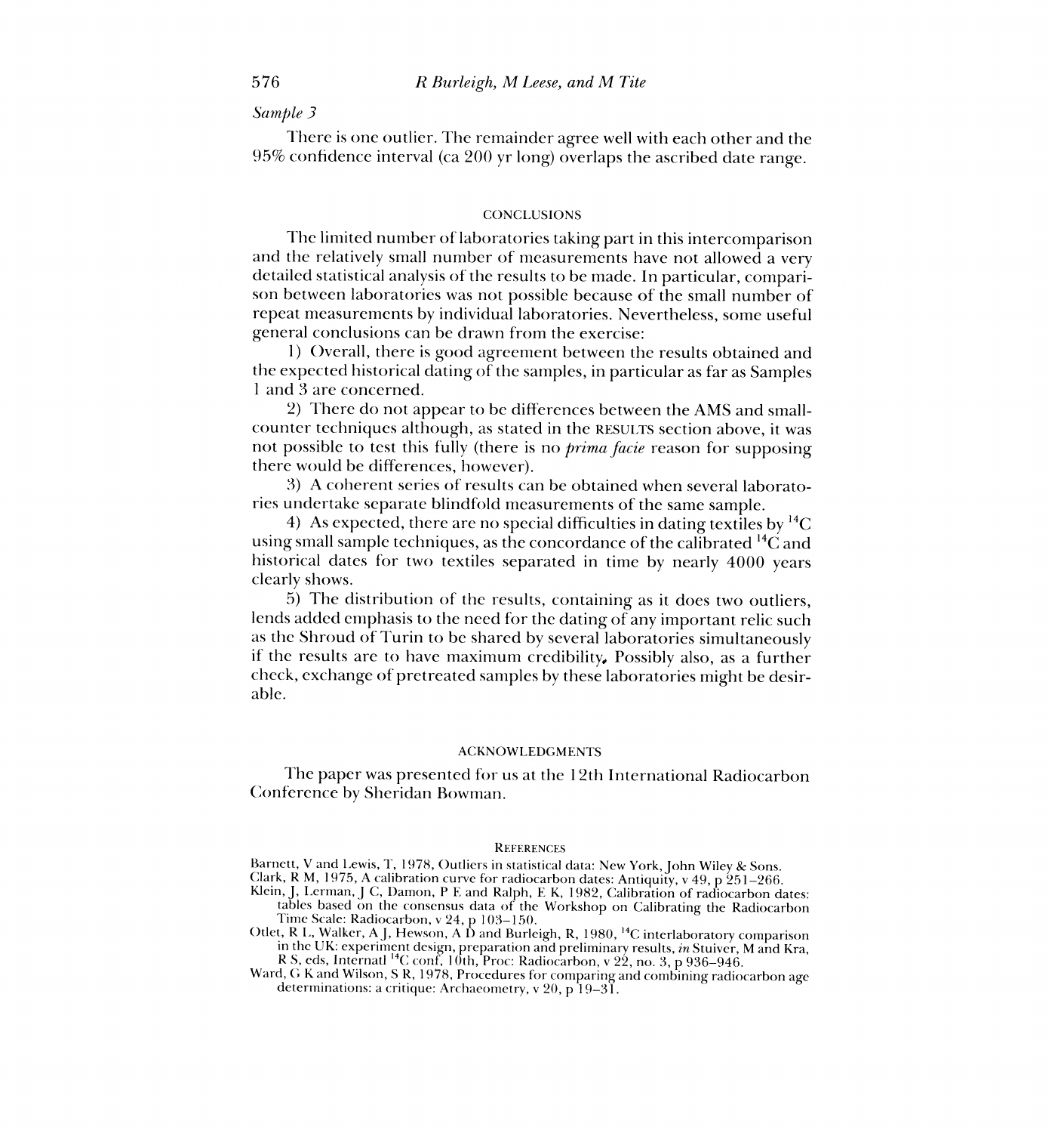*Sample 3*

There is one outlier. The remainder agree well with each other and the 95% confidence interval (ca 200 yr long) overlaps the ascribed date range.

## CONCLUSIONS

The limited number of laboratories taking part in this intercomparison and the relatively small number of measurements have not allowed a very detailed statistical analysis of the results to be made. In particular, comparison between laboratories was not possible because of the small number of repeat measurements by individual laboratories. Nevertheless, some useful general conclusions can be drawn from the exercise:

1) Overall, there is good agreement between the results obtained and the expected historical dating of the samples, in particular as far as Samples 1 and 3 are concerned.

2) There do not appear to be differences between the AMS and small-counter techniques although, as stated in the RESULTS section above, it was not possible to test this fully (there is no *prima facie* reason for supposing there would be differences, however).

3) A coherent series of results can be obtained when several laboratories undertake separate blindfold measurements of the same sample.

4) As expected, there are no special difficulties in dating textiles by $^{14}C$ using small sample techniques, as the concordance of the calibrated $^{14}C$ and historical dates for two textiles separated in time by nearly 4000 years clearly shows.

5) The distribution of the results, containing as it does two outliers, lends added emphasis to the need for the dating of any important relic such as the Shroud of Turin to be shared by several laboratories simultaneously if the results are to have maximum credibility. Possibly also, as a further check, exchange of pretreated samples by these laboratories might be desirable.

## ACKNOWLEDGMENTS

The paper was presented for us at the 12th International Radiocarbon Conference by Sheridan Bowman.

## REFERENCES

Barnett, V and Lewis, T, 1978, Outliers in statistical data: New York, John Wiley & Sons.

Clark, R M, 1975, A calibration curve for radiocarbon dates: Antiquity, v 49, p 251–266.

Klein, J, Lerman, J C, Damon, P E and Ralph, E K, 1982, Calibration of radiocarbon dates: tables based on the consensus data of the Workshop on Calibrating the Radiocarbon Time Scale: Radiocarbon, v 24, p 103–150.

Otlet, R L, Walker, A J, Hewson, A D and Burleigh, R, 1980, $^{14}C$ interlaboratory comparison in the UK: experiment design, preparation and preliminary results, *in* Stuiver, M and Kra, R S, eds, Internatl $^{14}C$ conf, 10th, Proc: Radiocarbon, v 22, no. 3, p 936–946.

Ward, G K and Wilson, S R, 1978, Procedures for comparing and combining radiocarbon age determinations: a critique: Archaeometry, v 20, p 19–31.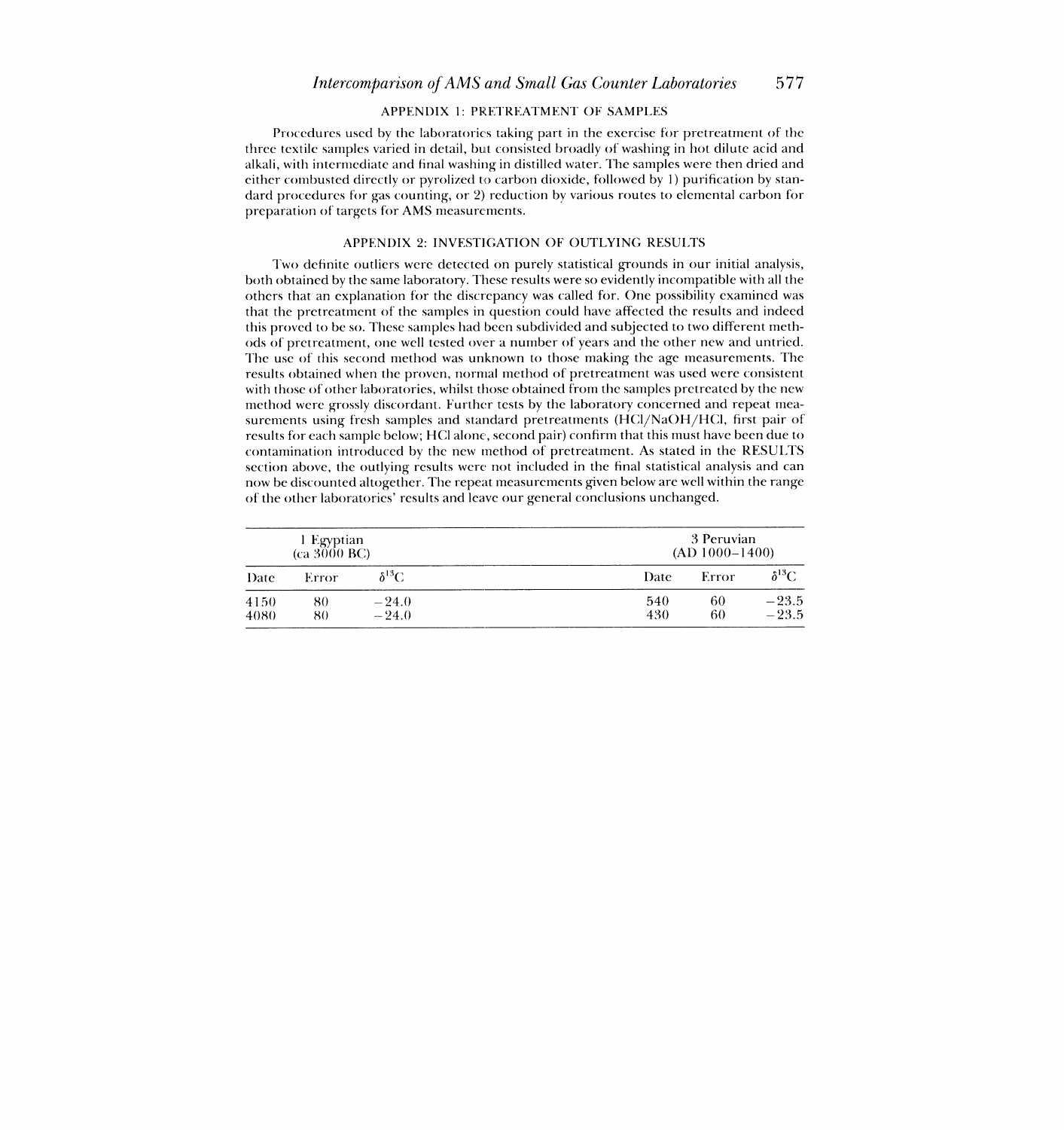## APPENDIX 1: PRETREATMENT OF SAMPLES

Procedures used by the laboratories taking part in the exercise for pretreatment of the three textile samples varied in detail, but consisted broadly of washing in hot dilute acid and alkali, with intermediate and final washing in distilled water. The samples were then dried and either combusted directly or pyrolized to carbon dioxide, followed by 1) purification by standard procedures for gas counting, or 2) reduction by various routes to elemental carbon for preparation of targets for AMS measurements.

## APPENDIX 2: INVESTIGATION OF OUTLYING RESULTS

Two definite outliers were detected on purely statistical grounds in our initial analysis, both obtained by the same laboratory. These results were so evidently incompatible with all the others that an explanation for the discrepancy was called for. One possibility examined was that the pretreatment of the samples in question could have affected the results and indeed this proved to be so. These samples had been subdivided and subjected to two different methods of pretreatment, one well tested over a number of years and the other new and untried. The use of this second method was unknown to those making the age measurements. The results obtained when the proven, normal method of pretreatment was used were consistent with those of other laboratories, whilst those obtained from the samples pretreated by the new method were grossly discordant. Further tests by the laboratory concerned and repeat measurements using fresh samples and standard pretreatments (HCl/NaOH/HCl, first pair of results for each sample below; HCl alone, second pair) confirm that this must have been due to contamination introduced by the new method of pretreatment. As stated in the RESULTS section above, the outlying results were not included in the final statistical analysis and can now be discounted altogether. The repeat measurements given below are well within the range of the other laboratories' results and leave our general conclusions unchanged.

| 1 Egyptian (ca 3000 BC) | | | 3 Peruvian (AD 1000–1400) | | |
|---|---|---|---|---|---|
| Date | Error | $\delta^{13}C$ | Date | Error | $\delta^{13}C$ |
| 4150 | 80 | −24.0 | 540 | 60 | −23.5 |
| 4080 | 80 | −24.0 | 430 | 60 | −23.5 |